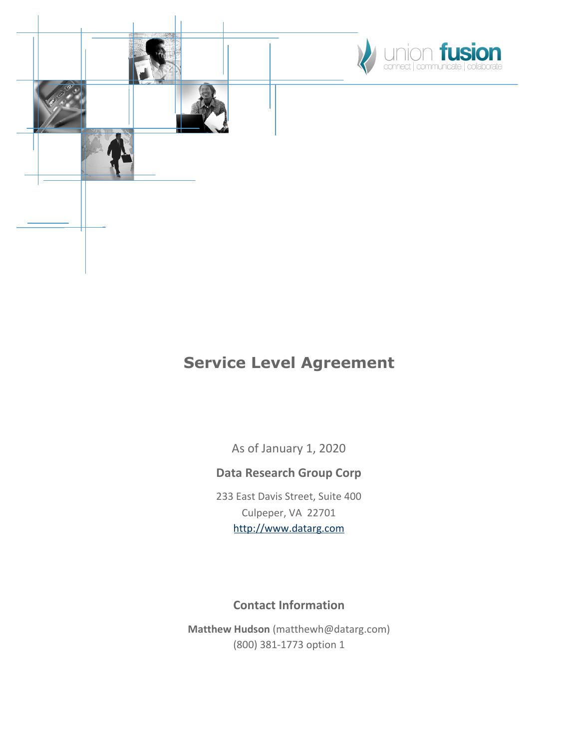union fusion
connect | communicate | collaborate

# Service Level Agreement

As of January 1, 2020

**Data Research Group Corp**

233 East Davis Street, Suite 400
Culpeper, VA 22701
http://www.datarg.com

## Contact Information

**Matthew Hudson** (matthewh@datarg.com)
(800) 381-1773 option 1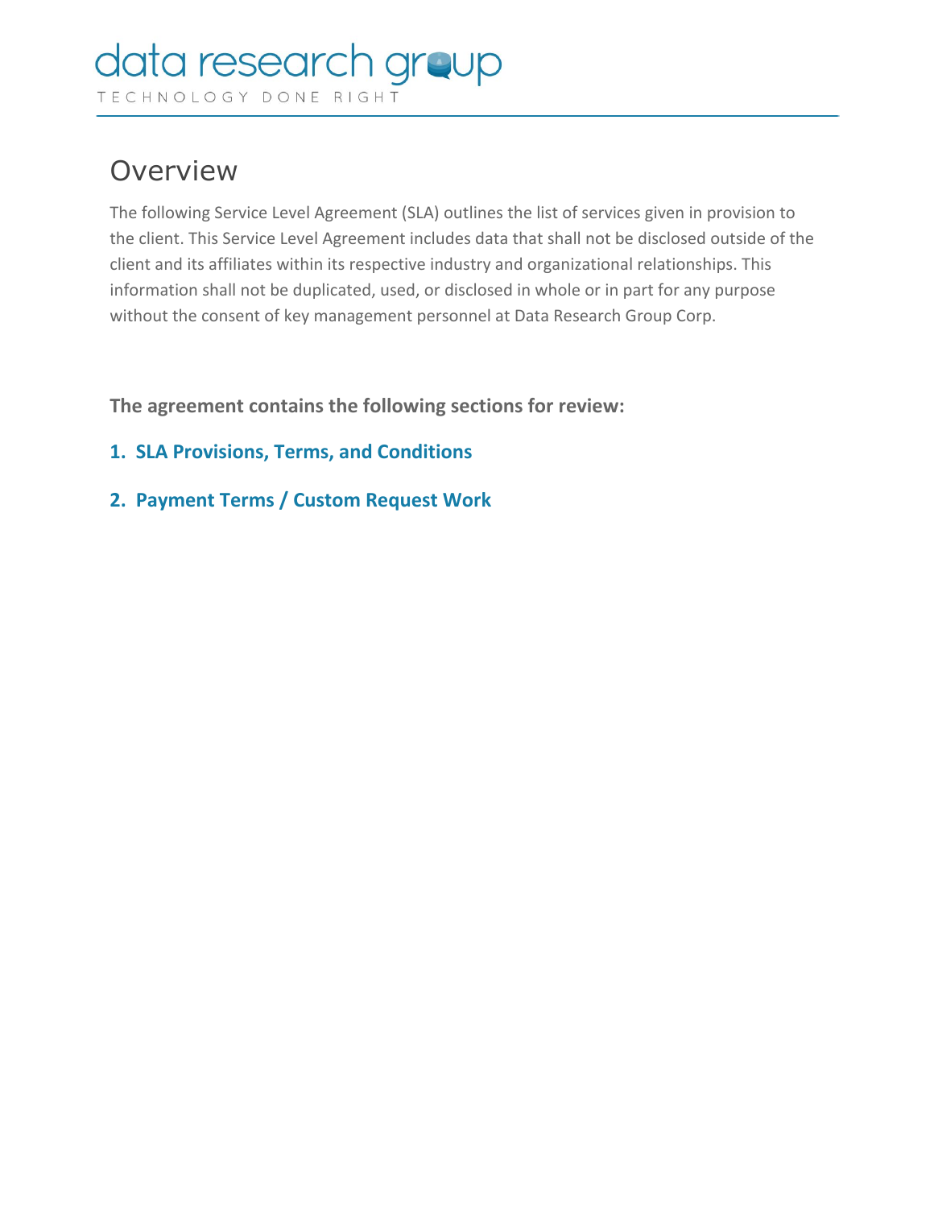# Overview

The following Service Level Agreement (SLA) outlines the list of services given in provision to the client. This Service Level Agreement includes data that shall not be disclosed outside of the client and its affiliates within its respective industry and organizational relationships. This information shall not be duplicated, used, or disclosed in whole or in part for any purpose without the consent of key management personnel at Data Research Group Corp.

**The agreement contains the following sections for review:**

1. **SLA Provisions, Terms, and Conditions**
2. **Payment Terms / Custom Request Work**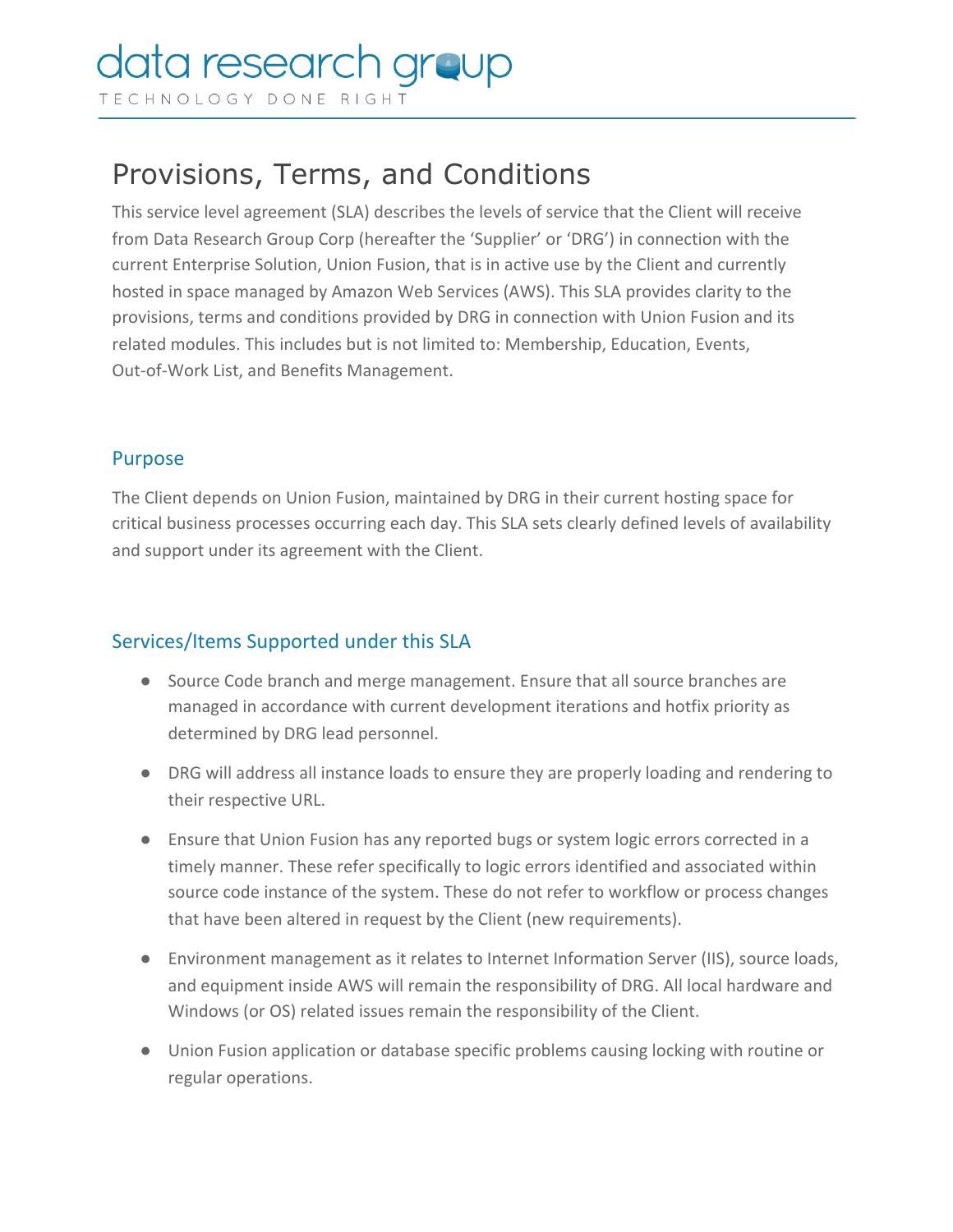# Provisions, Terms, and Conditions

This service level agreement (SLA) describes the levels of service that the Client will receive from Data Research Group Corp (hereafter the 'Supplier' or 'DRG') in connection with the current Enterprise Solution, Union Fusion, that is in active use by the Client and currently hosted in space managed by Amazon Web Services (AWS). This SLA provides clarity to the provisions, terms and conditions provided by DRG in connection with Union Fusion and its related modules. This includes but is not limited to: Membership, Education, Events, Out-of-Work List, and Benefits Management.

## Purpose

The Client depends on Union Fusion, maintained by DRG in their current hosting space for critical business processes occurring each day. This SLA sets clearly defined levels of availability and support under its agreement with the Client.

## Services/Items Supported under this SLA

- Source Code branch and merge management. Ensure that all source branches are managed in accordance with current development iterations and hotfix priority as determined by DRG lead personnel.
- DRG will address all instance loads to ensure they are properly loading and rendering to their respective URL.
- Ensure that Union Fusion has any reported bugs or system logic errors corrected in a timely manner. These refer specifically to logic errors identified and associated within source code instance of the system. These do not refer to workflow or process changes that have been altered in request by the Client (new requirements).
- Environment management as it relates to Internet Information Server (IIS), source loads, and equipment inside AWS will remain the responsibility of DRG. All local hardware and Windows (or OS) related issues remain the responsibility of the Client.
- Union Fusion application or database specific problems causing locking with routine or regular operations.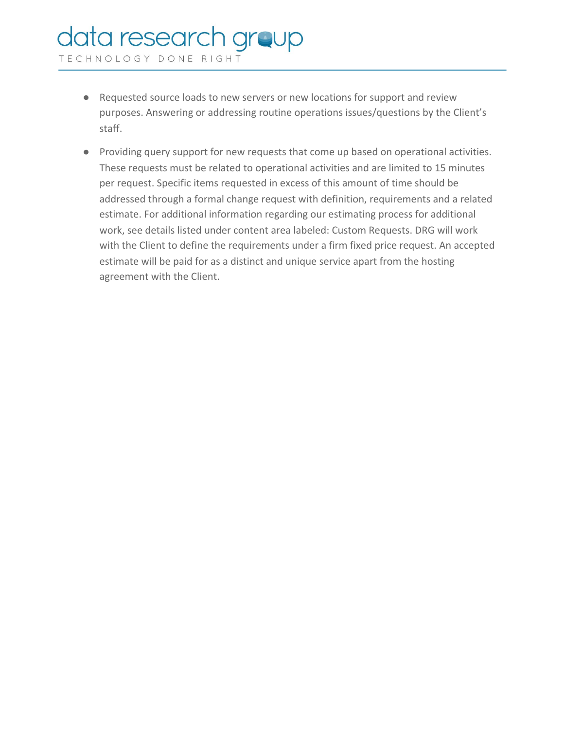- Requested source loads to new servers or new locations for support and review purposes. Answering or addressing routine operations issues/questions by the Client's staff.
- Providing query support for new requests that come up based on operational activities. These requests must be related to operational activities and are limited to 15 minutes per request. Specific items requested in excess of this amount of time should be addressed through a formal change request with definition, requirements and a related estimate. For additional information regarding our estimating process for additional work, see details listed under content area labeled: Custom Requests. DRG will work with the Client to define the requirements under a firm fixed price request. An accepted estimate will be paid for as a distinct and unique service apart from the hosting agreement with the Client.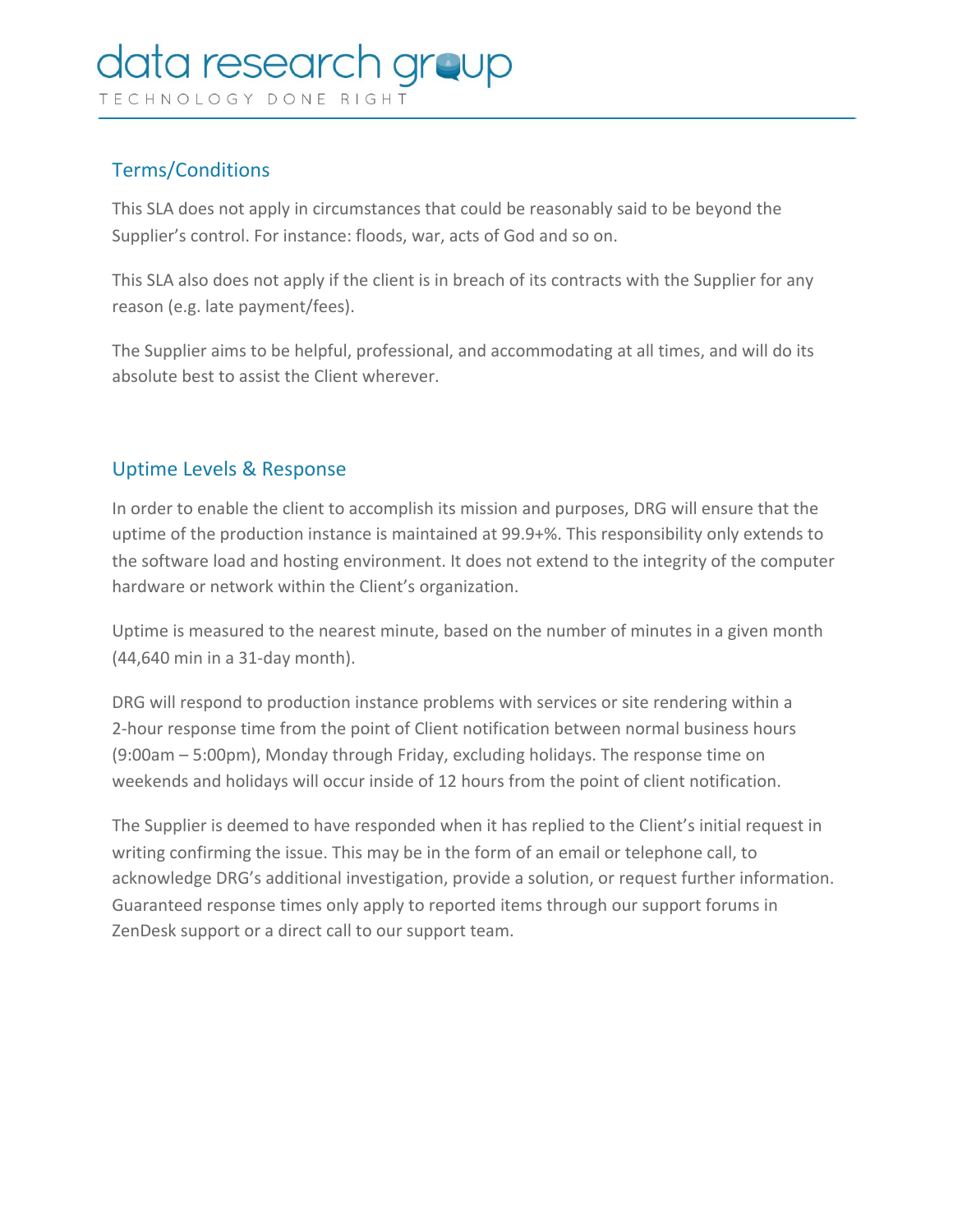## Terms/Conditions

This SLA does not apply in circumstances that could be reasonably said to be beyond the Supplier's control. For instance: floods, war, acts of God and so on.

This SLA also does not apply if the client is in breach of its contracts with the Supplier for any reason (e.g. late payment/fees).

The Supplier aims to be helpful, professional, and accommodating at all times, and will do its absolute best to assist the Client wherever.

## Uptime Levels & Response

In order to enable the client to accomplish its mission and purposes, DRG will ensure that the uptime of the production instance is maintained at 99.9+%. This responsibility only extends to the software load and hosting environment. It does not extend to the integrity of the computer hardware or network within the Client's organization.

Uptime is measured to the nearest minute, based on the number of minutes in a given month (44,640 min in a 31-day month).

DRG will respond to production instance problems with services or site rendering within a 2-hour response time from the point of Client notification between normal business hours (9:00am – 5:00pm), Monday through Friday, excluding holidays. The response time on weekends and holidays will occur inside of 12 hours from the point of client notification.

The Supplier is deemed to have responded when it has replied to the Client's initial request in writing confirming the issue. This may be in the form of an email or telephone call, to acknowledge DRG's additional investigation, provide a solution, or request further information. Guaranteed response times only apply to reported items through our support forums in ZenDesk support or a direct call to our support team.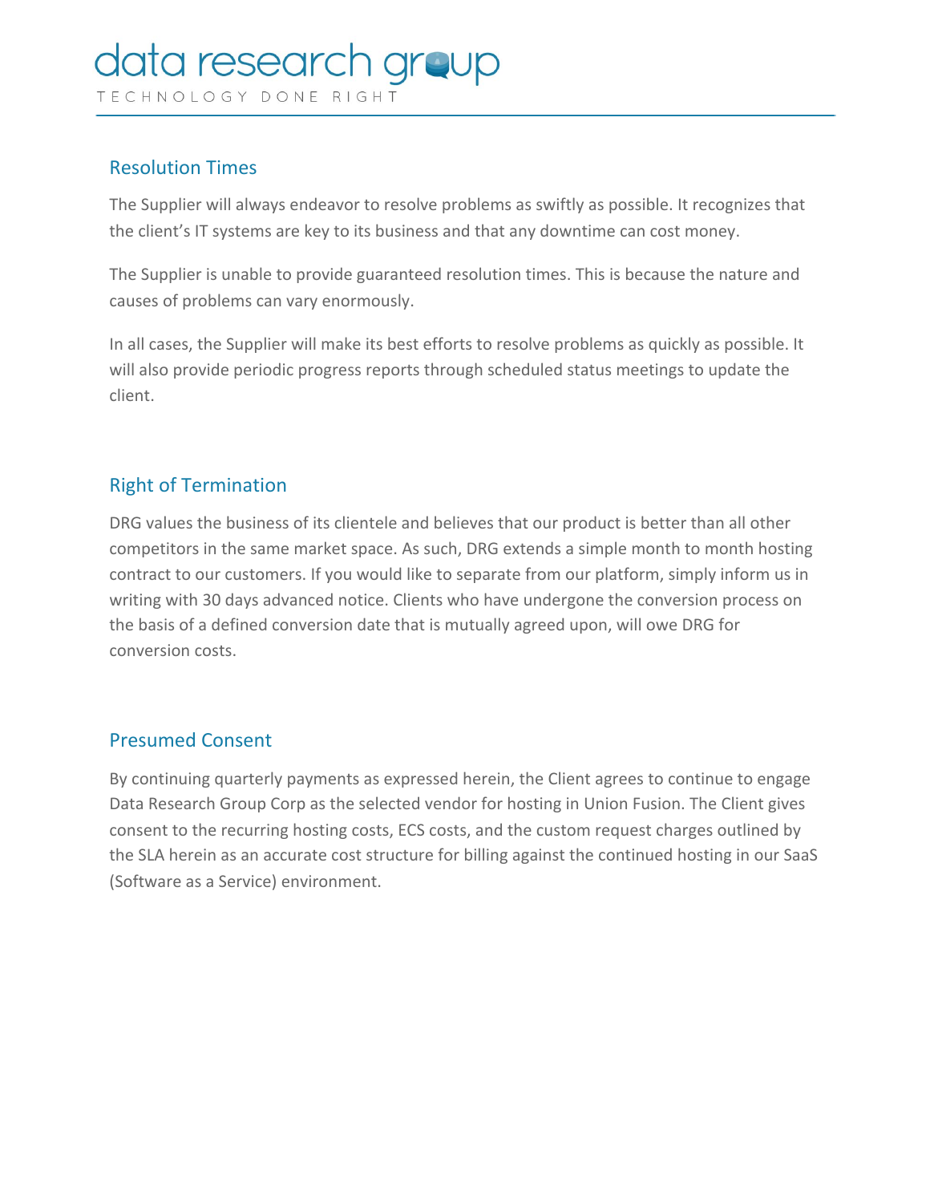## Resolution Times

The Supplier will always endeavor to resolve problems as swiftly as possible. It recognizes that the client's IT systems are key to its business and that any downtime can cost money.

The Supplier is unable to provide guaranteed resolution times. This is because the nature and causes of problems can vary enormously.

In all cases, the Supplier will make its best efforts to resolve problems as quickly as possible. It will also provide periodic progress reports through scheduled status meetings to update the client.

## Right of Termination

DRG values the business of its clientele and believes that our product is better than all other competitors in the same market space. As such, DRG extends a simple month to month hosting contract to our customers. If you would like to separate from our platform, simply inform us in writing with 30 days advanced notice. Clients who have undergone the conversion process on the basis of a defined conversion date that is mutually agreed upon, will owe DRG for conversion costs.

## Presumed Consent

By continuing quarterly payments as expressed herein, the Client agrees to continue to engage Data Research Group Corp as the selected vendor for hosting in Union Fusion. The Client gives consent to the recurring hosting costs, ECS costs, and the custom request charges outlined by the SLA herein as an accurate cost structure for billing against the continued hosting in our SaaS (Software as a Service) environment.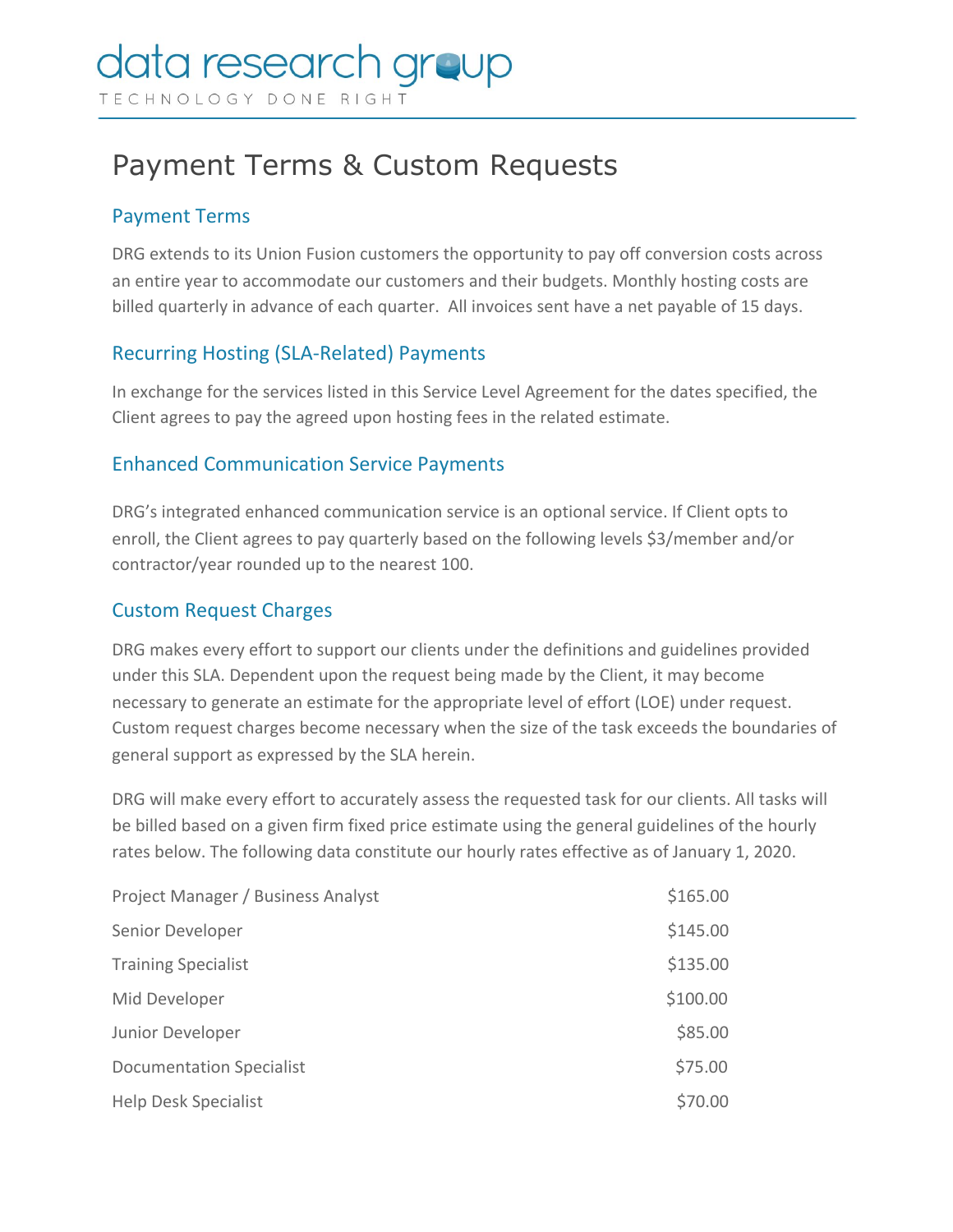# Payment Terms & Custom Requests

## Payment Terms

DRG extends to its Union Fusion customers the opportunity to pay off conversion costs across an entire year to accommodate our customers and their budgets. Monthly hosting costs are billed quarterly in advance of each quarter. All invoices sent have a net payable of 15 days.

## Recurring Hosting (SLA-Related) Payments

In exchange for the services listed in this Service Level Agreement for the dates specified, the Client agrees to pay the agreed upon hosting fees in the related estimate.

## Enhanced Communication Service Payments

DRG's integrated enhanced communication service is an optional service. If Client opts to enroll, the Client agrees to pay quarterly based on the following levels $3/member and/or contractor/year rounded up to the nearest 100.

## Custom Request Charges

DRG makes every effort to support our clients under the definitions and guidelines provided under this SLA. Dependent upon the request being made by the Client, it may become necessary to generate an estimate for the appropriate level of effort (LOE) under request. Custom request charges become necessary when the size of the task exceeds the boundaries of general support as expressed by the SLA herein.

DRG will make every effort to accurately assess the requested task for our clients. All tasks will be billed based on a given firm fixed price estimate using the general guidelines of the hourly rates below. The following data constitute our hourly rates effective as of January 1, 2020.

| | |
|---|---|
| Project Manager / Business Analyst | $165.00 |
| Senior Developer | $145.00 |
| Training Specialist | $135.00 |
| Mid Developer | $100.00 |
| Junior Developer | $85.00 |
| Documentation Specialist | $75.00 |
| Help Desk Specialist | $70.00 |